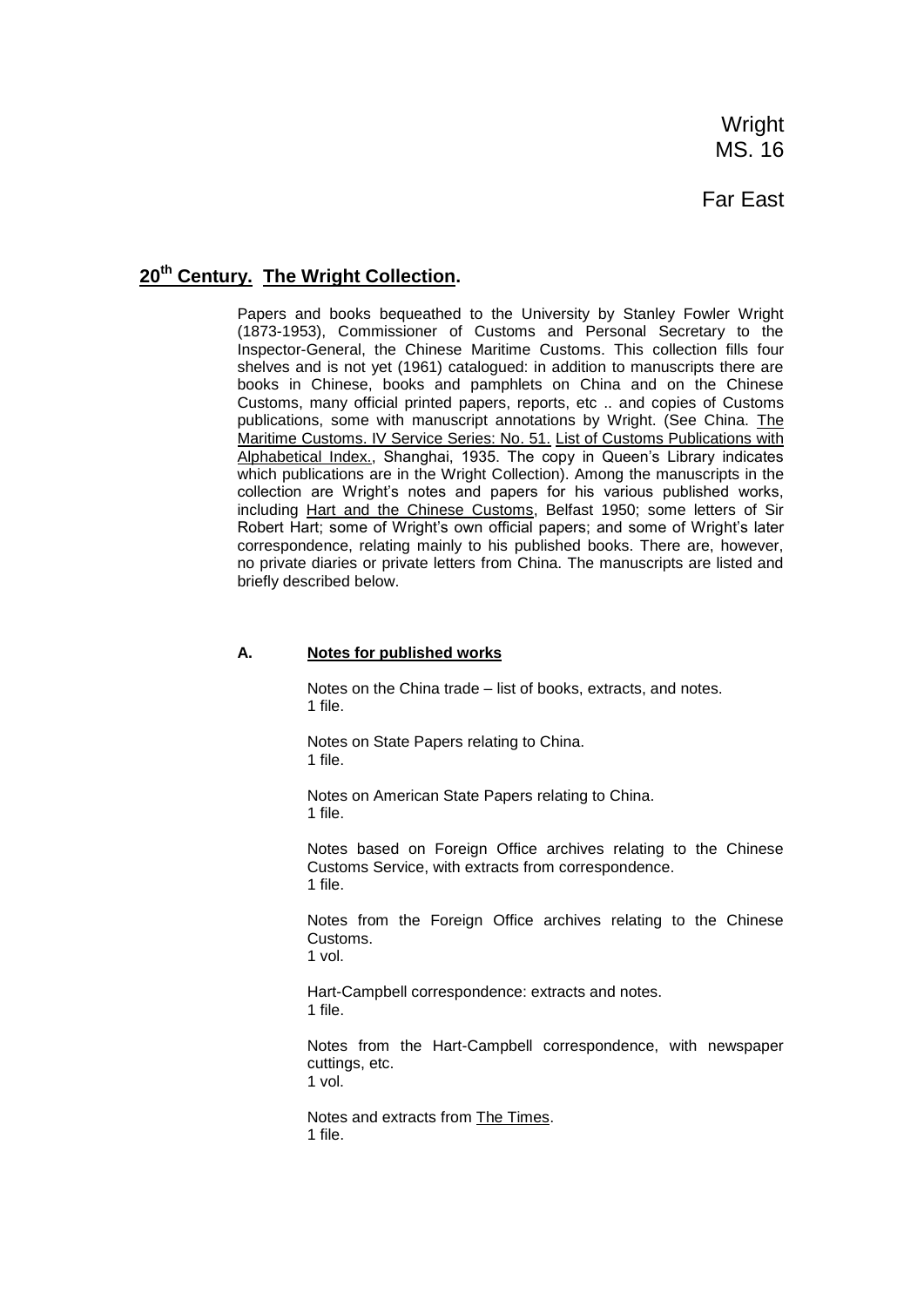Wright
MS. 16

Far East

## 20th Century. The Wright Collection.

Papers and books bequeathed to the University by Stanley Fowler Wright (1873-1953), Commissioner of Customs and Personal Secretary to the Inspector-General, the Chinese Maritime Customs. This collection fills four shelves and is not yet (1961) catalogued: in addition to manuscripts there are books in Chinese, books and pamphlets on China and on the Chinese Customs, many official printed papers, reports, etc .. and copies of Customs publications, some with manuscript annotations by Wright. (See China. The Maritime Customs. IV Service Series: No. 51. List of Customs Publications with Alphabetical Index., Shanghai, 1935. The copy in Queen's Library indicates which publications are in the Wright Collection). Among the manuscripts in the collection are Wright's notes and papers for his various published works, including Hart and the Chinese Customs, Belfast 1950; some letters of Sir Robert Hart; some of Wright's own official papers; and some of Wright's later correspondence, relating mainly to his published books. There are, however, no private diaries or private letters from China. The manuscripts are listed and briefly described below.

### A. Notes for published works

Notes on the China trade – list of books, extracts, and notes.
1 file.

Notes on State Papers relating to China.
1 file.

Notes on American State Papers relating to China.
1 file.

Notes based on Foreign Office archives relating to the Chinese Customs Service, with extracts from correspondence.
1 file.

Notes from the Foreign Office archives relating to the Chinese Customs.
1 vol.

Hart-Campbell correspondence: extracts and notes.
1 file.

Notes from the Hart-Campbell correspondence, with newspaper cuttings, etc.
1 vol.

Notes and extracts from The Times.
1 file.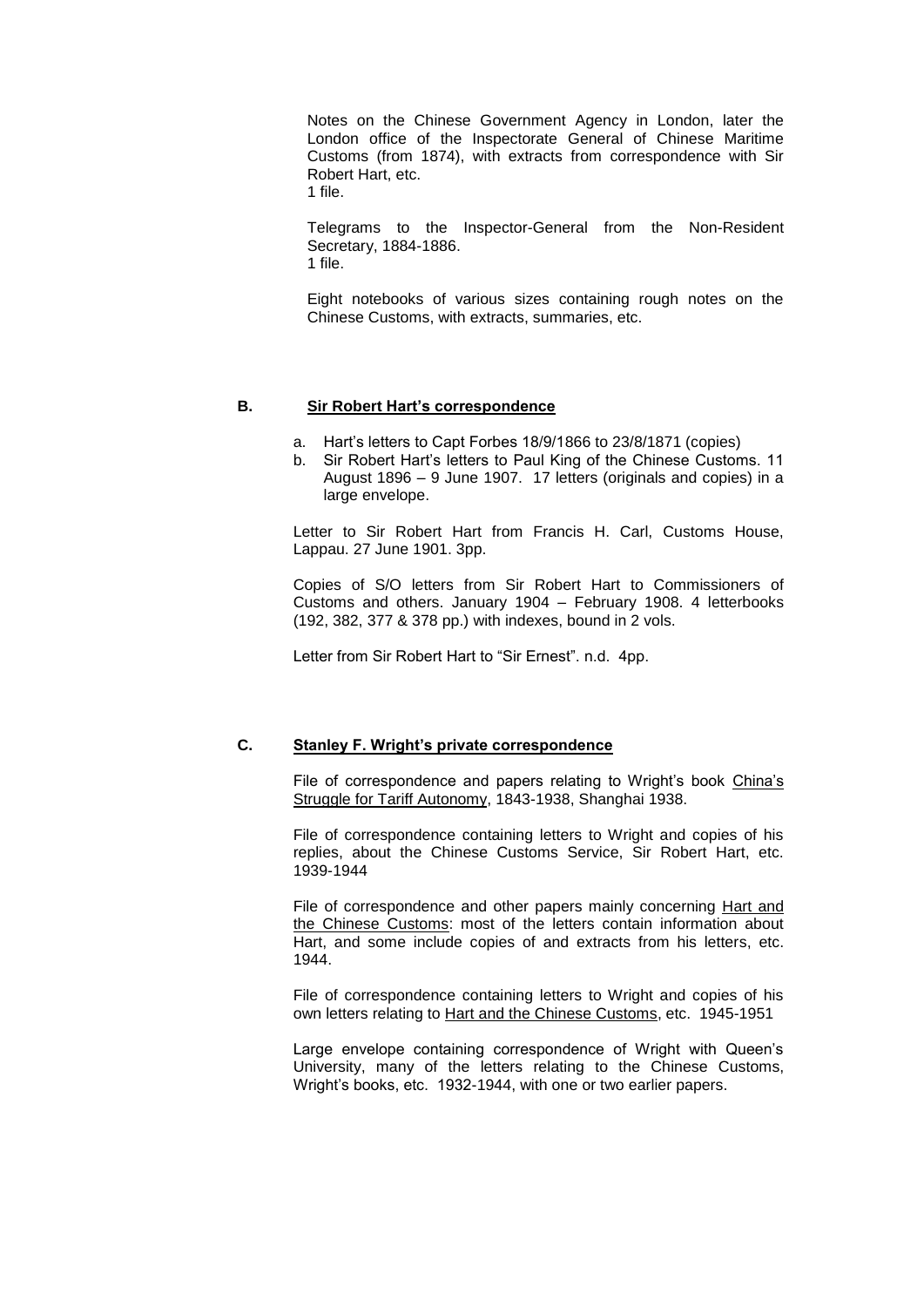Notes on the Chinese Government Agency in London, later the London office of the Inspectorate General of Chinese Maritime Customs (from 1874), with extracts from correspondence with Sir Robert Hart, etc.
1 file.

Telegrams to the Inspector-General from the Non-Resident Secretary, 1884-1886.
1 file.

Eight notebooks of various sizes containing rough notes on the Chinese Customs, with extracts, summaries, etc.

## B. Sir Robert Hart's correspondence

a. Hart's letters to Capt Forbes 18/9/1866 to 23/8/1871 (copies)
b. Sir Robert Hart's letters to Paul King of the Chinese Customs. 11 August 1896 – 9 June 1907. 17 letters (originals and copies) in a large envelope.

Letter to Sir Robert Hart from Francis H. Carl, Customs House, Lappau. 27 June 1901. 3pp.

Copies of S/O letters from Sir Robert Hart to Commissioners of Customs and others. January 1904 – February 1908. 4 letterbooks (192, 382, 377 & 378 pp.) with indexes, bound in 2 vols.

Letter from Sir Robert Hart to "Sir Ernest". n.d. 4pp.

## C. Stanley F. Wright's private correspondence

File of correspondence and papers relating to Wright's book China's Struggle for Tariff Autonomy, 1843-1938, Shanghai 1938.

File of correspondence containing letters to Wright and copies of his replies, about the Chinese Customs Service, Sir Robert Hart, etc. 1939-1944

File of correspondence and other papers mainly concerning Hart and the Chinese Customs: most of the letters contain information about Hart, and some include copies of and extracts from his letters, etc. 1944.

File of correspondence containing letters to Wright and copies of his own letters relating to Hart and the Chinese Customs, etc. 1945-1951

Large envelope containing correspondence of Wright with Queen's University, many of the letters relating to the Chinese Customs, Wright's books, etc. 1932-1944, with one or two earlier papers.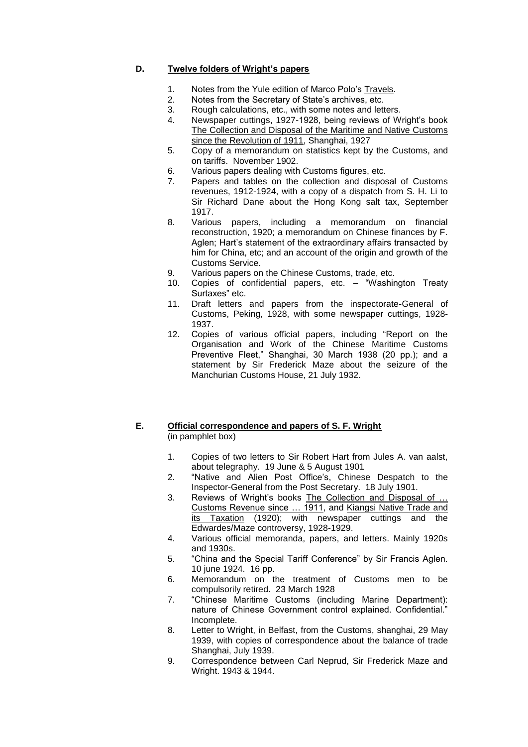## D. <u>Twelve folders of Wright's papers</u>

1. Notes from the Yule edition of Marco Polo's <u>Travels</u>.
2. Notes from the Secretary of State's archives, etc.
3. Rough calculations, etc., with some notes and letters.
4. Newspaper cuttings, 1927-1928, being reviews of Wright's book <u>The Collection and Disposal of the Maritime and Native Customs since the Revolution of 1911</u>, Shanghai, 1927
5. Copy of a memorandum on statistics kept by the Customs, and on tariffs. November 1902.
6. Various papers dealing with Customs figures, etc.
7. Papers and tables on the collection and disposal of Customs revenues, 1912-1924, with a copy of a dispatch from S. H. Li to Sir Richard Dane about the Hong Kong salt tax, September 1917.
8. Various papers, including a memorandum on financial reconstruction, 1920; a memorandum on Chinese finances by F. Aglen; Hart's statement of the extraordinary affairs transacted by him for China, etc; and an account of the origin and growth of the Customs Service.
9. Various papers on the Chinese Customs, trade, etc.
10. Copies of confidential papers, etc. – "Washington Treaty Surtaxes" etc.
11. Draft letters and papers from the inspectorate-General of Customs, Peking, 1928, with some newspaper cuttings, 1928-1937.
12. Copies of various official papers, including "Report on the Organisation and Work of the Chinese Maritime Customs Preventive Fleet," Shanghai, 30 March 1938 (20 pp.); and a statement by Sir Frederick Maze about the seizure of the Manchurian Customs House, 21 July 1932.

## E. <u>Official correspondence and papers of S. F. Wright</u>

(in pamphlet box)

1. Copies of two letters to Sir Robert Hart from Jules A. van aalst, about telegraphy. 19 June & 5 August 1901
2. "Native and Alien Post Office's, Chinese Despatch to the Inspector-General from the Post Secretary. 18 July 1901.
3. Reviews of Wright's books <u>The Collection and Disposal of … Customs Revenue since … 1911</u>, and <u>Kiangsi Native Trade and its Taxation</u> (1920); with newspaper cuttings and the Edwardes/Maze controversy, 1928-1929.
4. Various official memoranda, papers, and letters. Mainly 1920s and 1930s.
5. "China and the Special Tariff Conference" by Sir Francis Aglen. 10 june 1924. 16 pp.
6. Memorandum on the treatment of Customs men to be compulsorily retired. 23 March 1928
7. "Chinese Maritime Customs (including Marine Department): nature of Chinese Government control explained. Confidential." Incomplete.
8. Letter to Wright, in Belfast, from the Customs, shanghai, 29 May 1939, with copies of correspondence about the balance of trade Shanghai, July 1939.
9. Correspondence between Carl Neprud, Sir Frederick Maze and Wright. 1943 & 1944.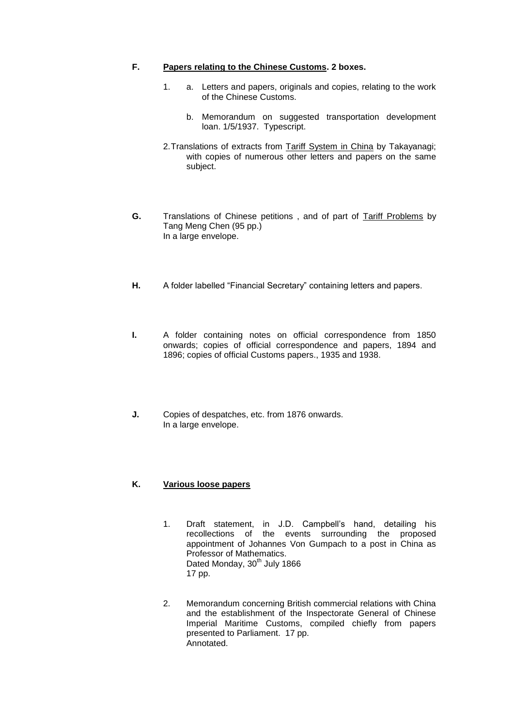**F. <u>Papers relating to the Chinese Customs</u>. 2 boxes.**

1. a. Letters and papers, originals and copies, relating to the work of the Chinese Customs.

   b. Memorandum on suggested transportation development loan. 1/5/1937. Typescript.

2. Translations of extracts from <u>Tariff System in China</u> by Takayanagi; with copies of numerous other letters and papers on the same subject.

**G.** Translations of Chinese petitions , and of part of <u>Tariff Problems</u> by Tang Meng Chen (95 pp.)
In a large envelope.

**H.** A folder labelled "Financial Secretary" containing letters and papers.

**I.** A folder containing notes on official correspondence from 1850 onwards; copies of official correspondence and papers, 1894 and 1896; copies of official Customs papers., 1935 and 1938.

**J.** Copies of despatches, etc. from 1876 onwards.
In a large envelope.

**K. <u>Various loose papers</u>**

1. Draft statement, in J.D. Campbell's hand, detailing his recollections of the events surrounding the proposed appointment of Johannes Von Gumpach to a post in China as Professor of Mathematics.
   Dated Monday, 30th July 1866
   17 pp.

2. Memorandum concerning British commercial relations with China and the establishment of the Inspectorate General of Chinese Imperial Maritime Customs, compiled chiefly from papers presented to Parliament. 17 pp.
   Annotated.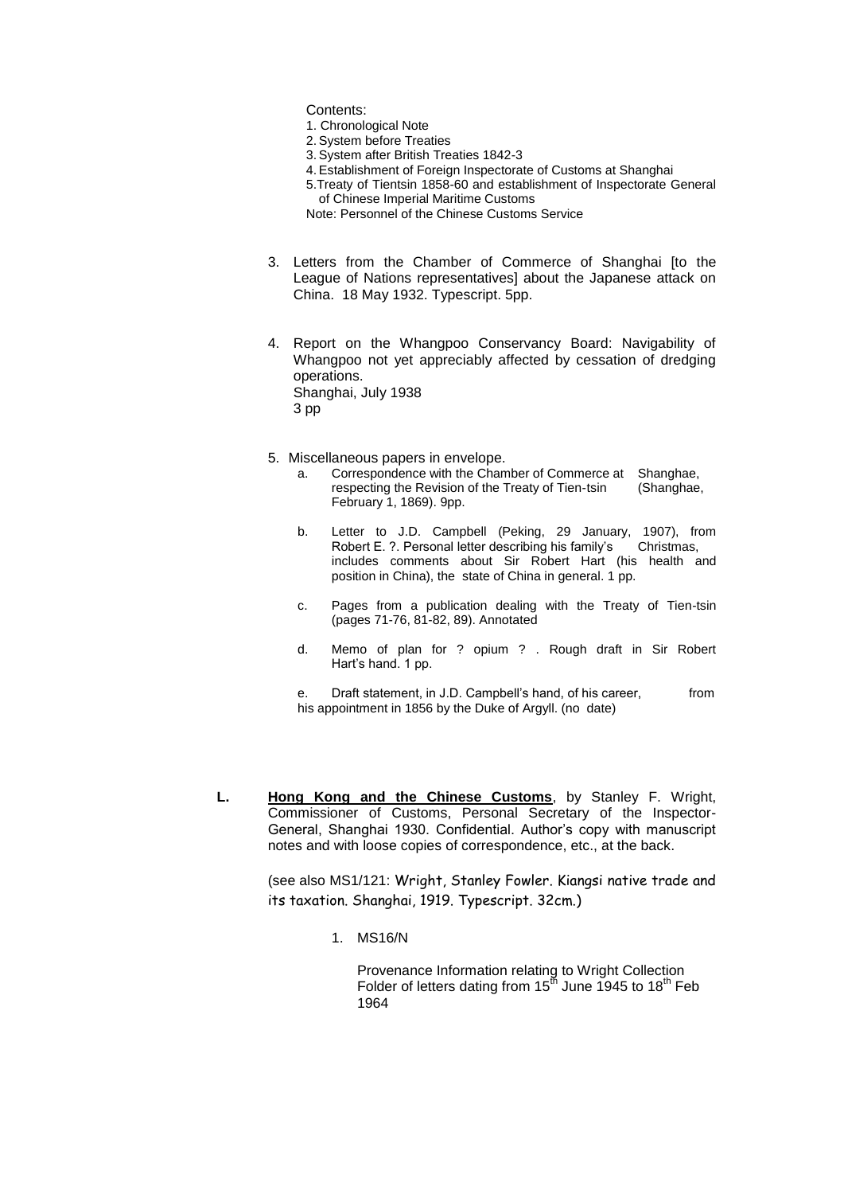Contents:

1. Chronological Note
2. System before Treaties
3. System after British Treaties 1842-3
4. Establishment of Foreign Inspectorate of Customs at Shanghai
5. Treaty of Tientsin 1858-60 and establishment of Inspectorate General of Chinese Imperial Maritime Customs

Note: Personnel of the Chinese Customs Service

3. Letters from the Chamber of Commerce of Shanghai [to the League of Nations representatives] about the Japanese attack on China. 18 May 1932. Typescript. 5pp.

4. Report on the Whangpoo Conservancy Board: Navigability of Whangpoo not yet appreciably affected by cessation of dredging operations.
   Shanghai, July 1938
   3 pp

5. Miscellaneous papers in envelope.
   a. Correspondence with the Chamber of Commerce at Shanghae, respecting the Revision of the Treaty of Tien-tsin (Shanghae, February 1, 1869). 9pp.
   b. Letter to J.D. Campbell (Peking, 29 January, 1907), from Robert E. ?. Personal letter describing his family's Christmas, includes comments about Sir Robert Hart (his health and position in China), the state of China in general. 1 pp.
   c. Pages from a publication dealing with the Treaty of Tien-tsin (pages 71-76, 81-82, 89). Annotated
   d. Memo of plan for ? opium ? . Rough draft in Sir Robert Hart's hand. 1 pp.
   e. Draft statement, in J.D. Campbell's hand, of his career, from his appointment in 1856 by the Duke of Argyll. (no date)

**L.** **<u>Hong Kong and the Chinese Customs</u>**, by Stanley F. Wright, Commissioner of Customs, Personal Secretary of the Inspector-General, Shanghai 1930. Confidential. Author's copy with manuscript notes and with loose copies of correspondence, etc., at the back.

(see also MS1/121: Wright, Stanley Fowler. Kiangsi native trade and its taxation. Shanghai, 1919. Typescript. 32cm.)

1. MS16/N

   Provenance Information relating to Wright Collection
   Folder of letters dating from 15th June 1945 to 18th Feb 1964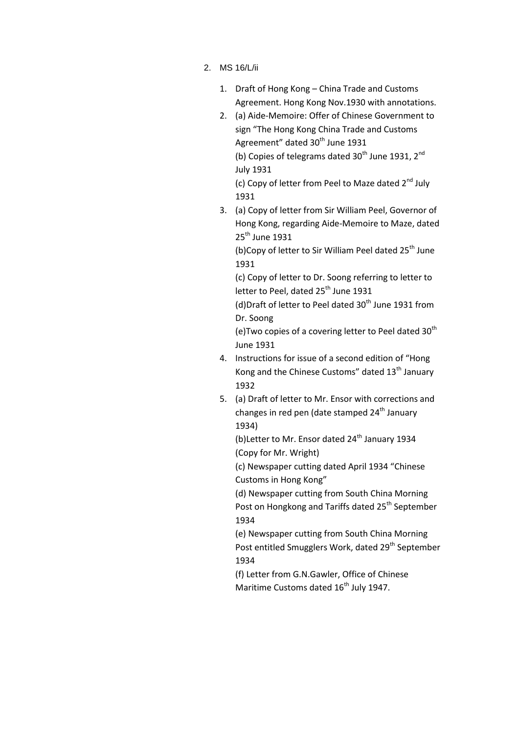2. MS 16/L/ii

    1. Draft of Hong Kong – China Trade and Customs Agreement. Hong Kong Nov.1930 with annotations.
    2. (a) Aide-Memoire: Offer of Chinese Government to sign "The Hong Kong China Trade and Customs Agreement" dated 30th June 1931
       (b) Copies of telegrams dated 30th June 1931, 2nd July 1931
       (c) Copy of letter from Peel to Maze dated 2nd July 1931
    3. (a) Copy of letter from Sir William Peel, Governor of Hong Kong, regarding Aide-Memoire to Maze, dated 25th June 1931
       (b)Copy of letter to Sir William Peel dated 25th June 1931
       (c) Copy of letter to Dr. Soong referring to letter to letter to Peel, dated 25th June 1931
       (d)Draft of letter to Peel dated 30th June 1931 from Dr. Soong
       (e)Two copies of a covering letter to Peel dated 30th June 1931
    4. Instructions for issue of a second edition of "Hong Kong and the Chinese Customs" dated 13th January 1932
    5. (a) Draft of letter to Mr. Ensor with corrections and changes in red pen (date stamped 24th January 1934)
       (b)Letter to Mr. Ensor dated 24th January 1934 (Copy for Mr. Wright)
       (c) Newspaper cutting dated April 1934 "Chinese Customs in Hong Kong"
       (d) Newspaper cutting from South China Morning Post on Hongkong and Tariffs dated 25th September 1934
       (e) Newspaper cutting from South China Morning Post entitled Smugglers Work, dated 29th September 1934
       (f) Letter from G.N.Gawler, Office of Chinese Maritime Customs dated 16th July 1947.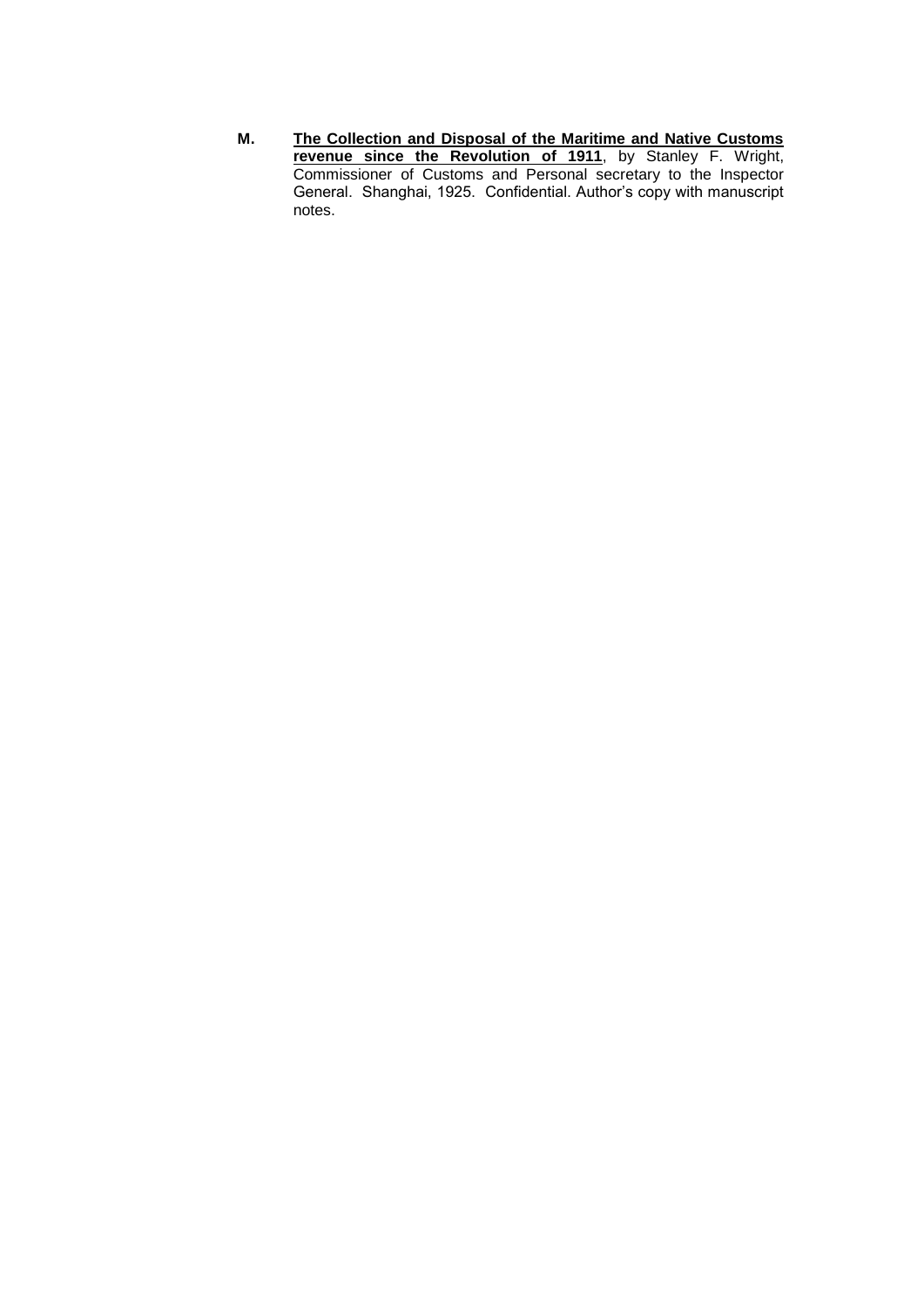**M.** **<u>The Collection and Disposal of the Maritime and Native Customs revenue since the Revolution of 1911</u>**, by Stanley F. Wright, Commissioner of Customs and Personal secretary to the Inspector General. Shanghai, 1925. Confidential. Author's copy with manuscript notes.